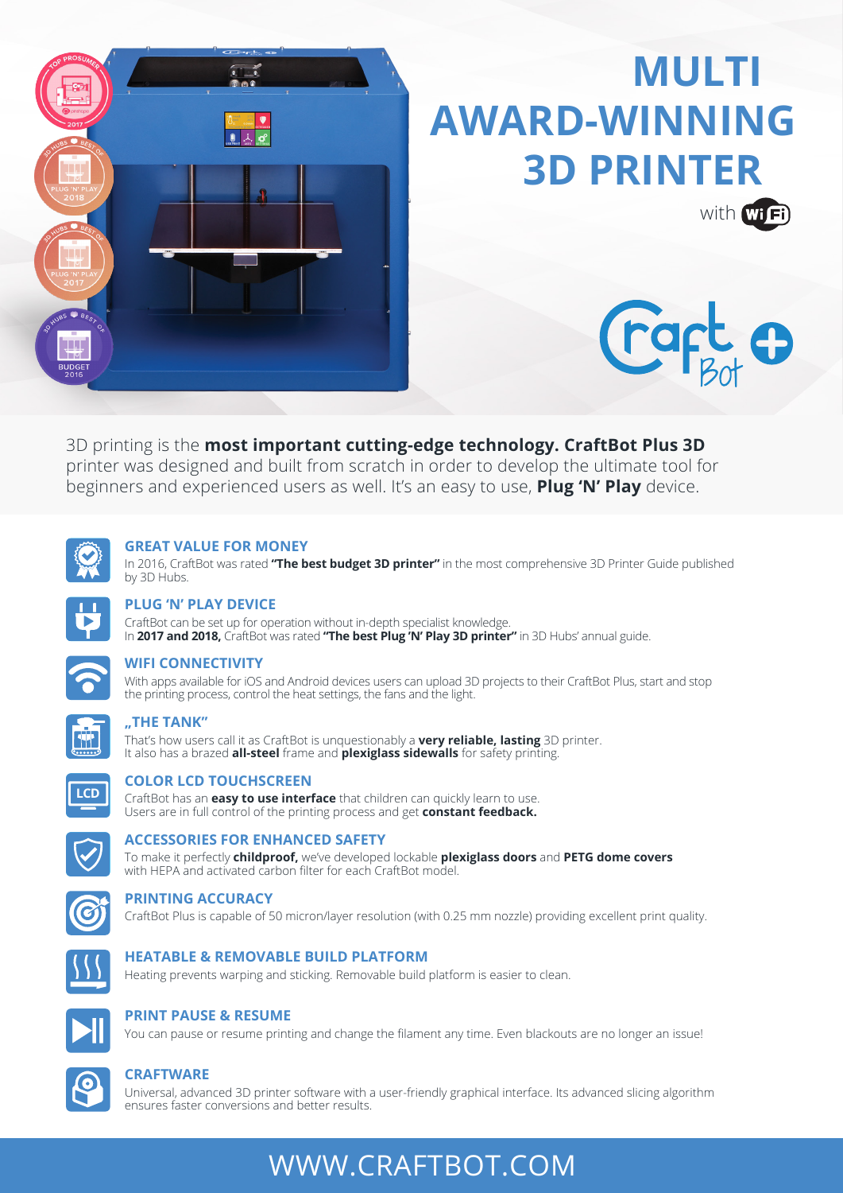# MULTI AWARD-WINNING 3D PRINTER

with WiFi

CraftBot +

3D printing is the **most important cutting-edge technology. CraftBot Plus 3D** printer was designed and built from scratch in order to develop the ultimate tool for beginners and experienced users as well. It's an easy to use, **Plug 'N' Play** device.

### GREAT VALUE FOR MONEY

In 2016, CraftBot was rated **"The best budget 3D printer"** in the most comprehensive 3D Printer Guide published by 3D Hubs.

### PLUG 'N' PLAY DEVICE

CraftBot can be set up for operation without in-depth specialist knowledge.
In **2017 and 2018,** CraftBot was rated **"The best Plug 'N' Play 3D printer"** in 3D Hubs' annual guide.

### WIFI CONNECTIVITY

With apps available for iOS and Android devices users can upload 3D projects to their CraftBot Plus, start and stop the printing process, control the heat settings, the fans and the light.

### „THE TANK"

That's how users call it as CraftBot is unquestionably a **very reliable, lasting** 3D printer.
It also has a brazed **all-steel** frame and **plexiglass sidewalls** for safety printing.

### COLOR LCD TOUCHSCREEN

CraftBot has an **easy to use interface** that children can quickly learn to use.
Users are in full control of the printing process and get **constant feedback.**

### ACCESSORIES FOR ENHANCED SAFETY

To make it perfectly **childproof,** we've developed lockable **plexiglass doors** and **PETG dome covers** with HEPA and activated carbon filter for each CraftBot model.

### PRINTING ACCURACY

CraftBot Plus is capable of 50 micron/layer resolution (with 0.25 mm nozzle) providing excellent print quality.

### HEATABLE & REMOVABLE BUILD PLATFORM

Heating prevents warping and sticking. Removable build platform is easier to clean.

### PRINT PAUSE & RESUME

You can pause or resume printing and change the filament any time. Even blackouts are no longer an issue!

### CRAFTWARE

Universal, advanced 3D printer software with a user-friendly graphical interface. Its advanced slicing algorithm ensures faster conversions and better results.

WWW.CRAFTBOT.COM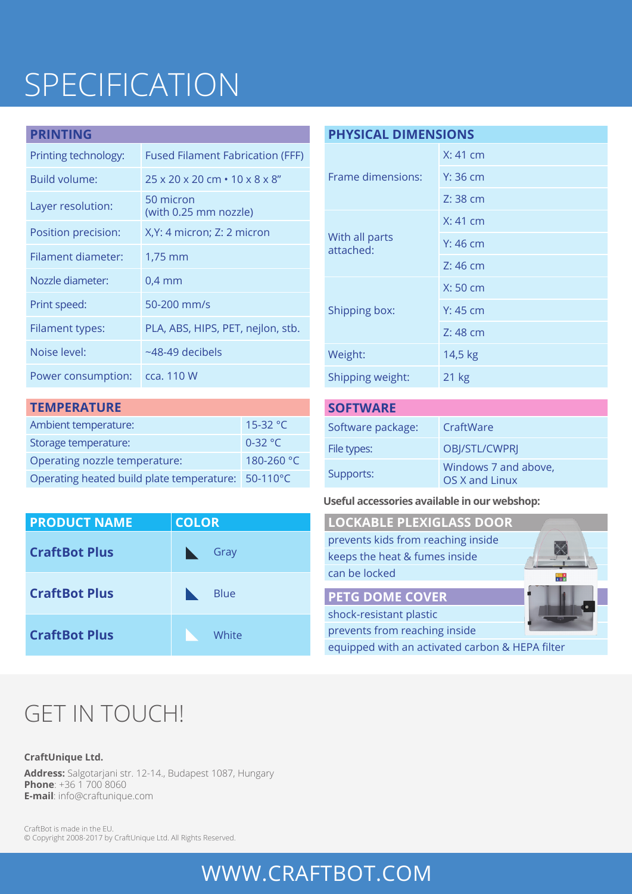# SPECIFICATION

| PRINTING | |
|---|---|
| Printing technology: | Fused Filament Fabrication (FFF) |
| Build volume: | 25 x 20 x 20 cm • 10 x 8 x 8" |
| Layer resolution: | 50 micron (with 0.25 mm nozzle) |
| Position precision: | X,Y: 4 micron; Z: 2 micron |
| Filament diameter: | 1,75 mm |
| Nozzle diameter: | 0,4 mm |
| Print speed: | 50-200 mm/s |
| Filament types: | PLA, ABS, HIPS, PET, nejlon, stb. |
| Noise level: | ~48-49 decibels |
| Power consumption: | cca. 110 W |

| TEMPERATURE | |
|---|---|
| Ambient temperature: | 15-32 °C |
| Storage temperature: | 0-32 °C |
| Operating nozzle temperature: | 180-260 °C |
| Operating heated build plate temperature: | 50-110°C |

| PRODUCT NAME | COLOR |
|---|---|
| **CraftBot Plus** | Gray |
| **CraftBot Plus** | Blue |
| **CraftBot Plus** | White |

| PHYSICAL DIMENSIONS | |
|---|---|
| Frame dimensions: | X: 41 cm |
| | Y: 36 cm |
| | Z: 38 cm |
| With all parts attached: | X: 41 cm |
| | Y: 46 cm |
| | Z: 46 cm |
| Shipping box: | X: 50 cm |
| | Y: 45 cm |
| | Z: 48 cm |
| Weight: | 14,5 kg |
| Shipping weight: | 21 kg |

| SOFTWARE | |
|---|---|
| Software package: | CraftWare |
| File types: | OBJ/STL/CWPRJ |
| Supports: | Windows 7 and above, OS X and Linux |

**Useful accessories available in our webshop:**

**LOCKABLE PLEXIGLASS DOOR**
- prevents kids from reaching inside
- keeps the heat & fumes inside
- can be locked

**PETG DOME COVER**
- shock-resistant plastic
- prevents from reaching inside
- equipped with an activated carbon & HEPA filter

# GET IN TOUCH!

**CraftUnique Ltd.**

**Address:** Salgotarjani str. 12-14., Budapest 1087, Hungary
**Phone**: +36 1 700 8060
**E-mail**: info@craftunique.com

CraftBot is made in the EU.
© Copyright 2008-2017 by CraftUnique Ltd. All Rights Reserved.

WWW.CRAFTBOT.COM